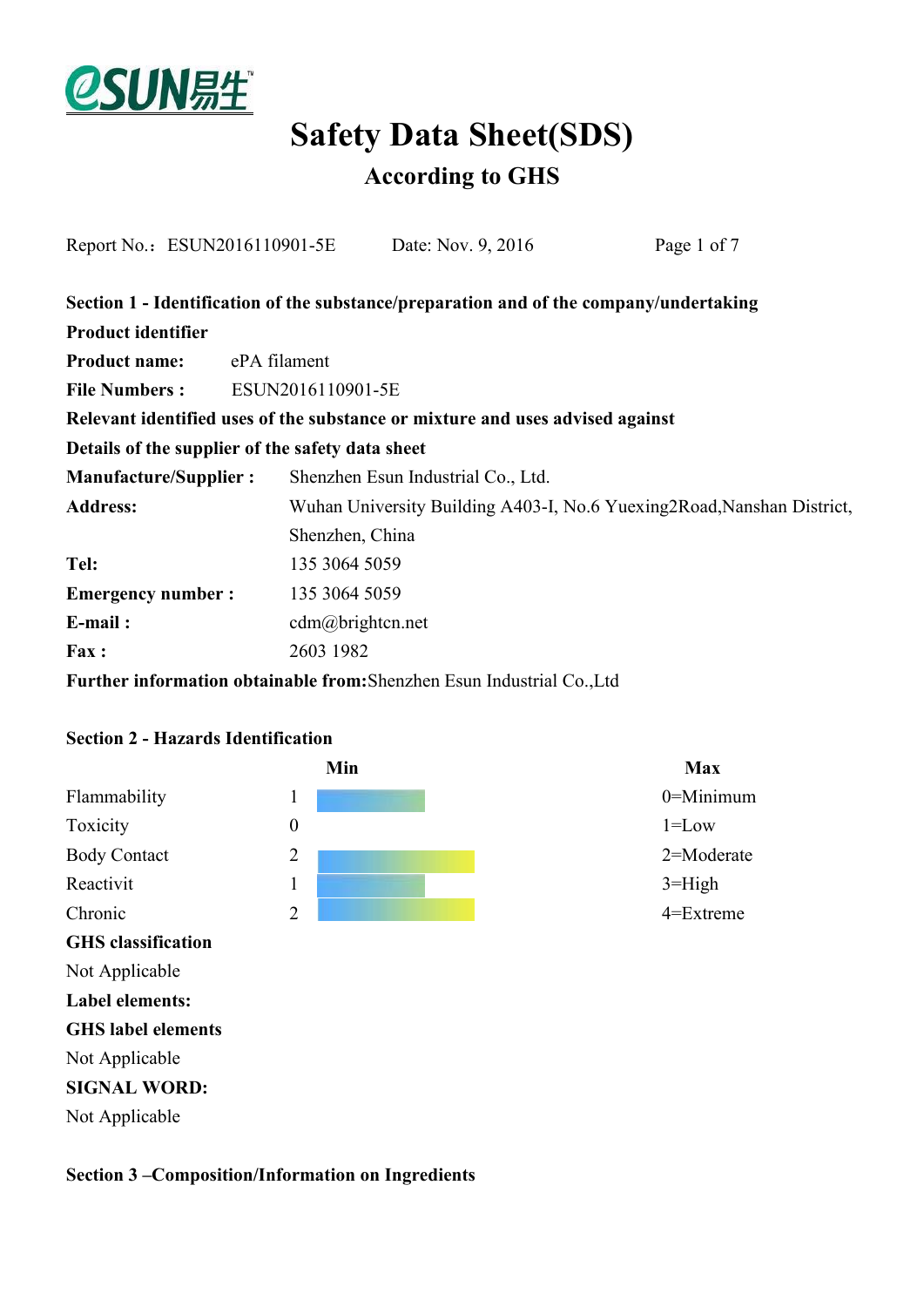# Safety Data Sheet(SDS)

## According to GHS

Report No.：ESUN2016110901-5E　　Date: Nov. 9, 2016

**Section 1 - Identification of the substance/preparation and of the company/undertaking**

**Product identifier**

**Product name:** ePA filament

**File Numbers :** ESUN2016110901-5E

**Relevant identified uses of the substance or mixture and uses advised against**

**Details of the supplier of the safety data sheet**

**Manufacture/Supplier :** Shenzhen Esun Industrial Co., Ltd.

**Address:** Wuhan University Building A403-I, No.6 Yuexing2Road,Nanshan District, Shenzhen, China

**Tel:** 135 3064 5059

**Emergency number :** 135 3064 5059

**E-mail :** cdm@brightcn.net

**Fax :** 2603 1982

**Further information obtainable from:** Shenzhen Esun Industrial Co.,Ltd

**Section 2 - Hazards Identification**

| | Min | Max |
|---|---|---|
| Flammability | 1 | 0=Minimum |
| Toxicity | 0 | 1=Low |
| Body Contact | 2 | 2=Moderate |
| Reactivit | 1 | 3=High |
| Chronic | 2 | 4=Extreme |

**GHS classification**

Not Applicable

**Label elements:**

**GHS label elements**

Not Applicable

**SIGNAL WORD:**

Not Applicable

**Section 3 –Composition/Information on Ingredients**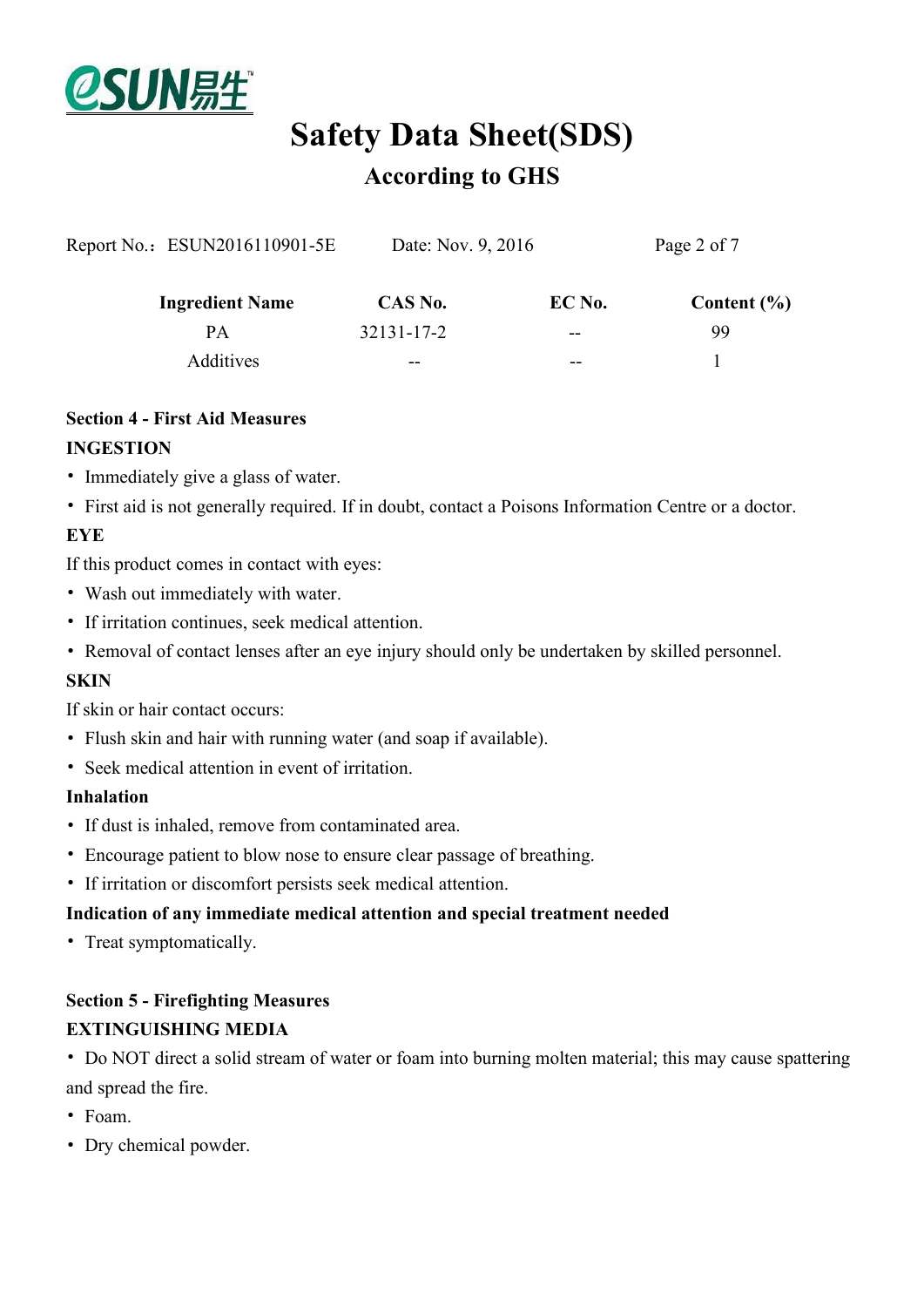| Ingredient Name | CAS No. | EC No. | Content (%) |
|---|---|---|---|
| PA | 32131-17-2 | -- | 99 |
| Additives | -- | -- | 1 |

## Section 4 - First Aid Measures

**INGESTION**

- Immediately give a glass of water.
- First aid is not generally required. If in doubt, contact a Poisons Information Centre or a doctor.

**EYE**

If this product comes in contact with eyes:

- Wash out immediately with water.
- If irritation continues, seek medical attention.
- Removal of contact lenses after an eye injury should only be undertaken by skilled personnel.

**SKIN**

If skin or hair contact occurs:

- Flush skin and hair with running water (and soap if available).
- Seek medical attention in event of irritation.

**Inhalation**

- If dust is inhaled, remove from contaminated area.
- Encourage patient to blow nose to ensure clear passage of breathing.
- If irritation or discomfort persists seek medical attention.

**Indication of any immediate medical attention and special treatment needed**

- Treat symptomatically.

## Section 5 - Firefighting Measures

**EXTINGUISHING MEDIA**

- Do NOT direct a solid stream of water or foam into burning molten material; this may cause spattering and spread the fire.
- Foam.
- Dry chemical powder.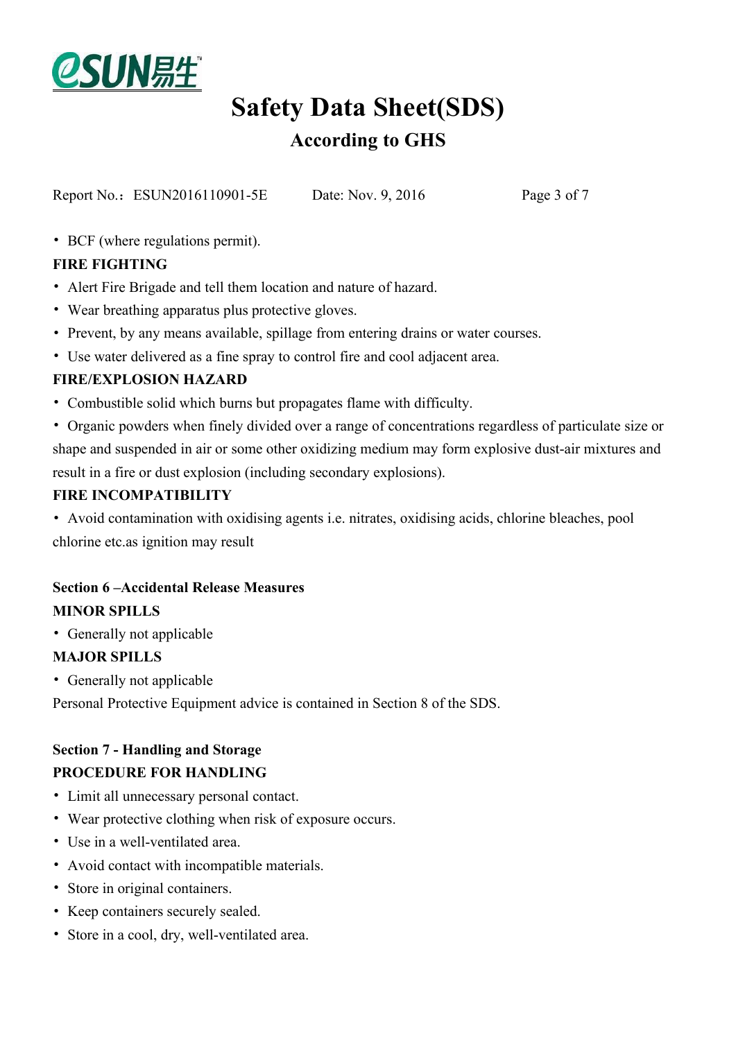- BCF (where regulations permit).

**FIRE FIGHTING**

- Alert Fire Brigade and tell them location and nature of hazard.
- Wear breathing apparatus plus protective gloves.
- Prevent, by any means available, spillage from entering drains or water courses.
- Use water delivered as a fine spray to control fire and cool adjacent area.

**FIRE/EXPLOSION HAZARD**

- Combustible solid which burns but propagates flame with difficulty.
- Organic powders when finely divided over a range of concentrations regardless of particulate size or shape and suspended in air or some other oxidizing medium may form explosive dust-air mixtures and result in a fire or dust explosion (including secondary explosions).

**FIRE INCOMPATIBILITY**

- Avoid contamination with oxidising agents i.e. nitrates, oxidising acids, chlorine bleaches, pool chlorine etc.as ignition may result

## Section 6 –Accidental Release Measures

**MINOR SPILLS**

- Generally not applicable

**MAJOR SPILLS**

- Generally not applicable

Personal Protective Equipment advice is contained in Section 8 of the SDS.

## Section 7 - Handling and Storage

**PROCEDURE FOR HANDLING**

- Limit all unnecessary personal contact.
- Wear protective clothing when risk of exposure occurs.
- Use in a well-ventilated area.
- Avoid contact with incompatible materials.
- Store in original containers.
- Keep containers securely sealed.
- Store in a cool, dry, well-ventilated area.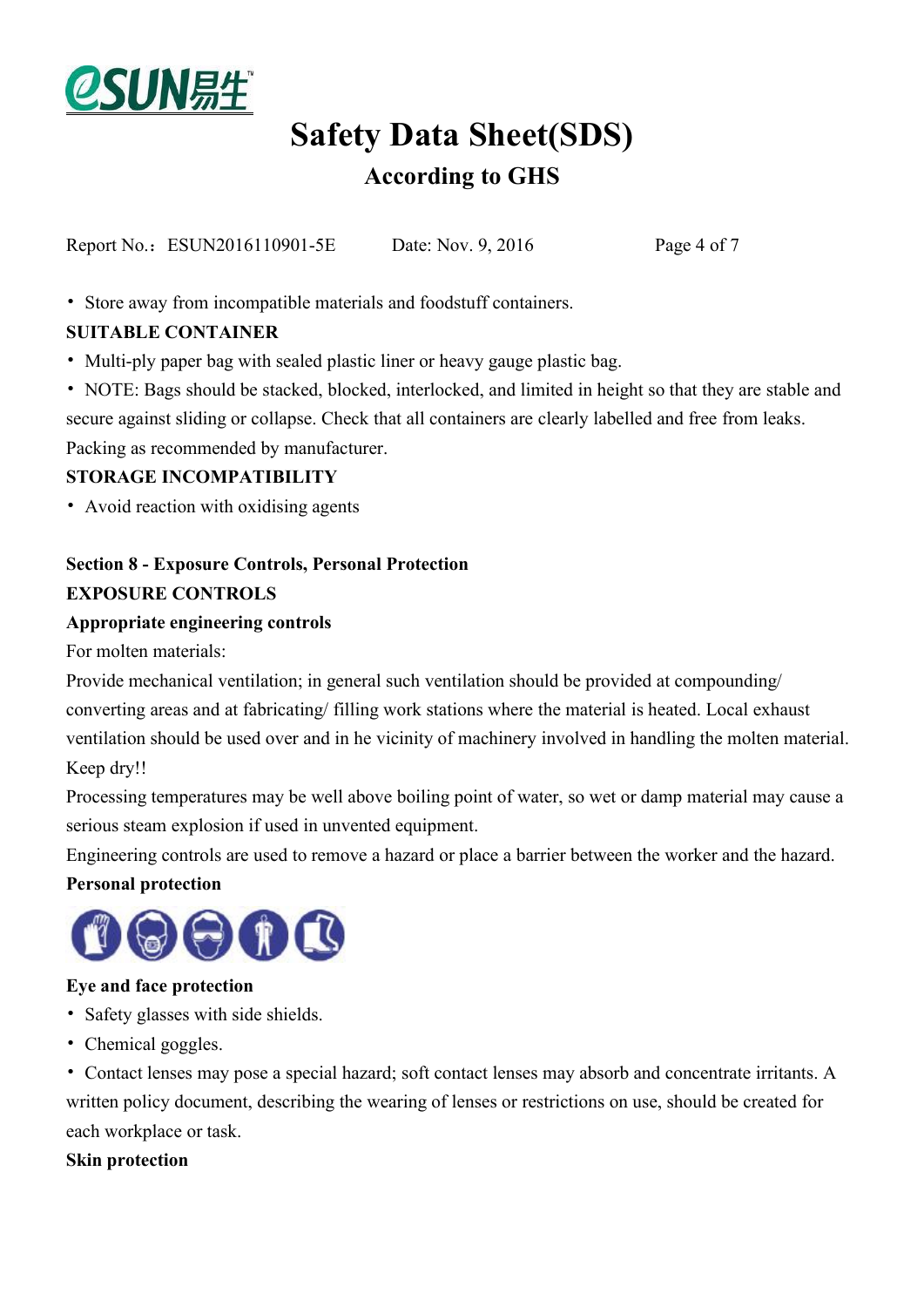• Store away from incompatible materials and foodstuff containers.

**SUITABLE CONTAINER**

• Multi-ply paper bag with sealed plastic liner or heavy gauge plastic bag.

• NOTE: Bags should be stacked, blocked, interlocked, and limited in height so that they are stable and secure against sliding or collapse. Check that all containers are clearly labelled and free from leaks. Packing as recommended by manufacturer.

**STORAGE INCOMPATIBILITY**

• Avoid reaction with oxidising agents

## Section 8 - Exposure Controls, Personal Protection

**EXPOSURE CONTROLS**

**Appropriate engineering controls**

For molten materials:

Provide mechanical ventilation; in general such ventilation should be provided at compounding/ converting areas and at fabricating/ filling work stations where the material is heated. Local exhaust ventilation should be used over and in he vicinity of machinery involved in handling the molten material.

Keep dry!!

Processing temperatures may be well above boiling point of water, so wet or damp material may cause a serious steam explosion if used in unvented equipment.

Engineering controls are used to remove a hazard or place a barrier between the worker and the hazard.

**Personal protection**

**Eye and face protection**

• Safety glasses with side shields.

• Chemical goggles.

• Contact lenses may pose a special hazard; soft contact lenses may absorb and concentrate irritants. A written policy document, describing the wearing of lenses or restrictions on use, should be created for each workplace or task.

**Skin protection**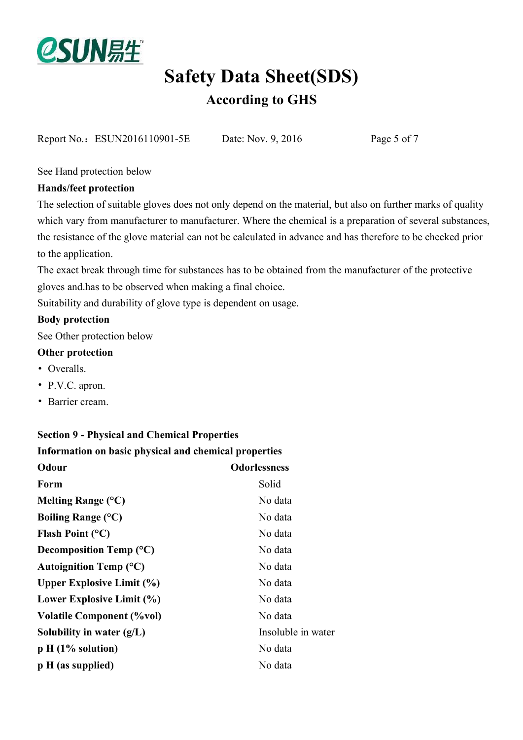See Hand protection below

**Hands/feet protection**

The selection of suitable gloves does not only depend on the material, but also on further marks of quality which vary from manufacturer to manufacturer. Where the chemical is a preparation of several substances, the resistance of the glove material can not be calculated in advance and has therefore to be checked prior to the application.

The exact break through time for substances has to be obtained from the manufacturer of the protective gloves and.has to be observed when making a final choice.

Suitability and durability of glove type is dependent on usage.

**Body protection**

See Other protection below

**Other protection**

- Overalls.
- P.V.C. apron.
- Barrier cream.

## Section 9 - Physical and Chemical Properties

**Information on basic physical and chemical properties**

| **Odour** | **Odorlessness** |
|---|---|
| **Form** | Solid |
| **Melting Range (°C)** | No data |
| **Boiling Range (°C)** | No data |
| **Flash Point (°C)** | No data |
| **Decomposition Temp (°C)** | No data |
| **Autoignition Temp (°C)** | No data |
| **Upper Explosive Limit (%)** | No data |
| **Lower Explosive Limit (%)** | No data |
| **Volatile Component (%vol)** | No data |
| **Solubility in water (g/L)** | Insoluble in water |
| **p H (1% solution)** | No data |
| **p H (as supplied)** | No data |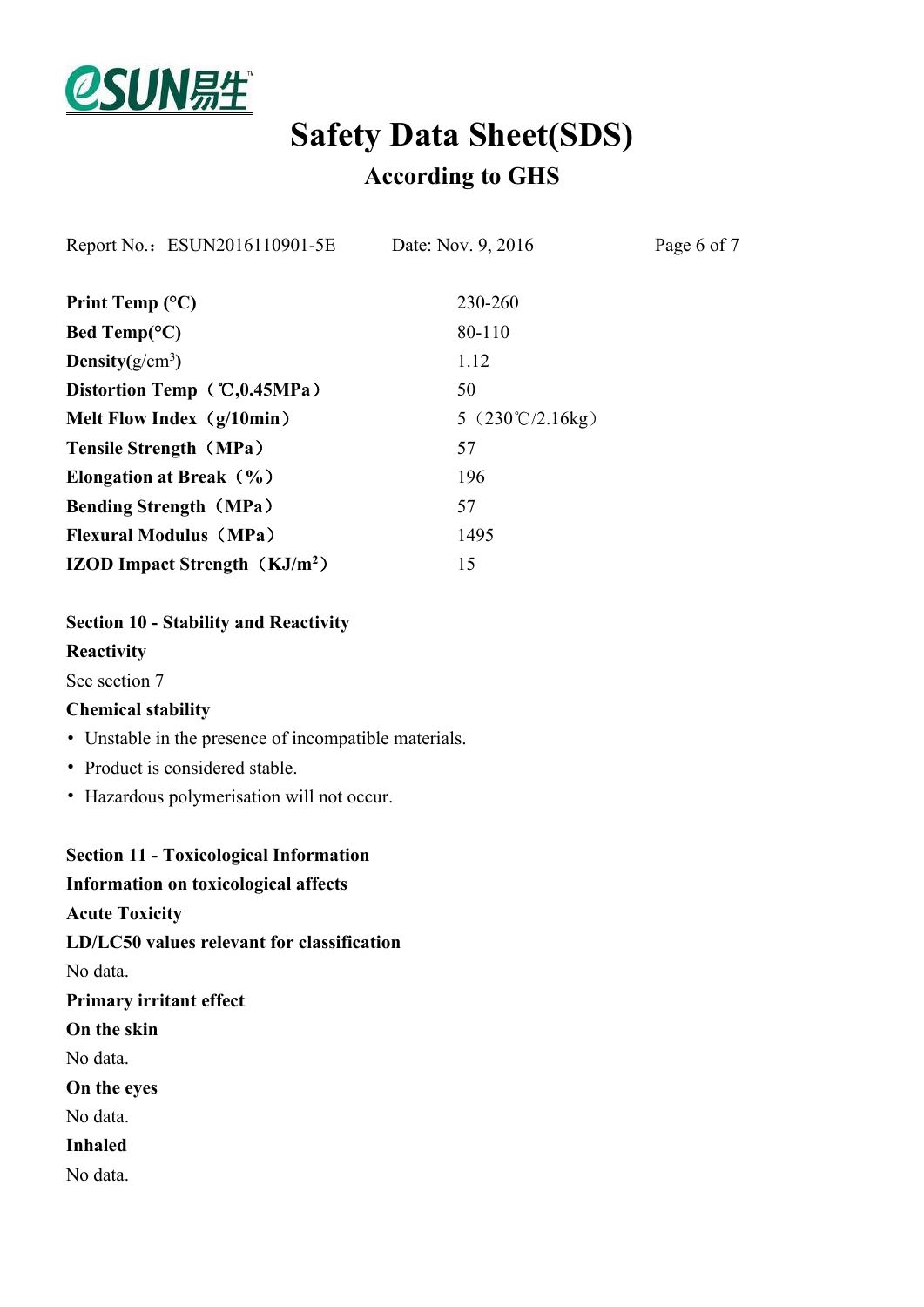| | |
|---|---|
| **Print Temp (°C)** | 230-260 |
| **Bed Temp(°C)** | 80-110 |
| **Density**(g/cm$^3$) | 1.12 |
| **Distortion Temp（℃,0.45MPa）** | 50 |
| **Melt Flow Index（g/10min）** | 5（230℃/2.16kg） |
| **Tensile Strength（MPa）** | 57 |
| **Elongation at Break（%）** | 196 |
| **Bending Strength（MPa）** | 57 |
| **Flexural Modulus（MPa）** | 1495 |
| **IZOD Impact Strength（KJ/m$^2$）** | 15 |

## Section 10 - Stability and Reactivity

**Reactivity**

See section 7

**Chemical stability**

- Unstable in the presence of incompatible materials.
- Product is considered stable.
- Hazardous polymerisation will not occur.

## Section 11 - Toxicological Information

**Information on toxicological affects**

**Acute Toxicity**

**LD/LC50 values relevant for classification**

No data.

**Primary irritant effect**

**On the skin**

No data.

**On the eyes**

No data.

**Inhaled**

No data.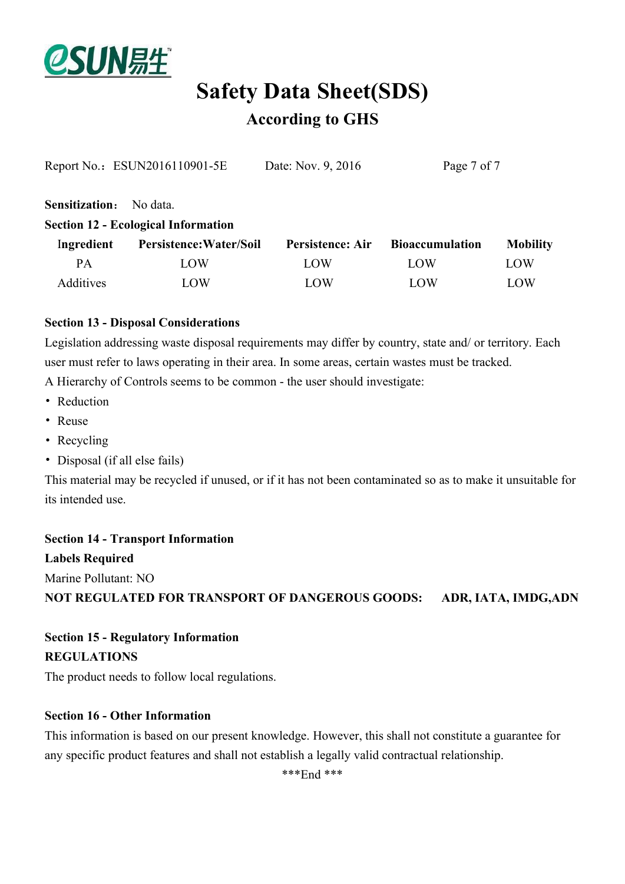**Sensitization**: No data.

**Section 12 - Ecological Information**

| Ingredient | Persistence: Water/Soil | Persistence: Air | Bioaccumulation | Mobility |
|---|---|---|---|---|
| PA | LOW | LOW | LOW | LOW |
| Additives | LOW | LOW | LOW | LOW |

**Section 13 - Disposal Considerations**

Legislation addressing waste disposal requirements may differ by country, state and/ or territory. Each user must refer to laws operating in their area. In some areas, certain wastes must be tracked.

A Hierarchy of Controls seems to be common - the user should investigate:

- Reduction
- Reuse
- Recycling
- Disposal (if all else fails)

This material may be recycled if unused, or if it has not been contaminated so as to make it unsuitable for its intended use.

**Section 14 - Transport Information**

**Labels Required**

Marine Pollutant: NO

**NOT REGULATED FOR TRANSPORT OF DANGEROUS GOODS: ADR, IATA, IMDG,ADN**

**Section 15 - Regulatory Information**

**REGULATIONS**

The product needs to follow local regulations.

**Section 16 - Other Information**

This information is based on our present knowledge. However, this shall not constitute a guarantee for any specific product features and shall not establish a legally valid contractual relationship.

***End ***